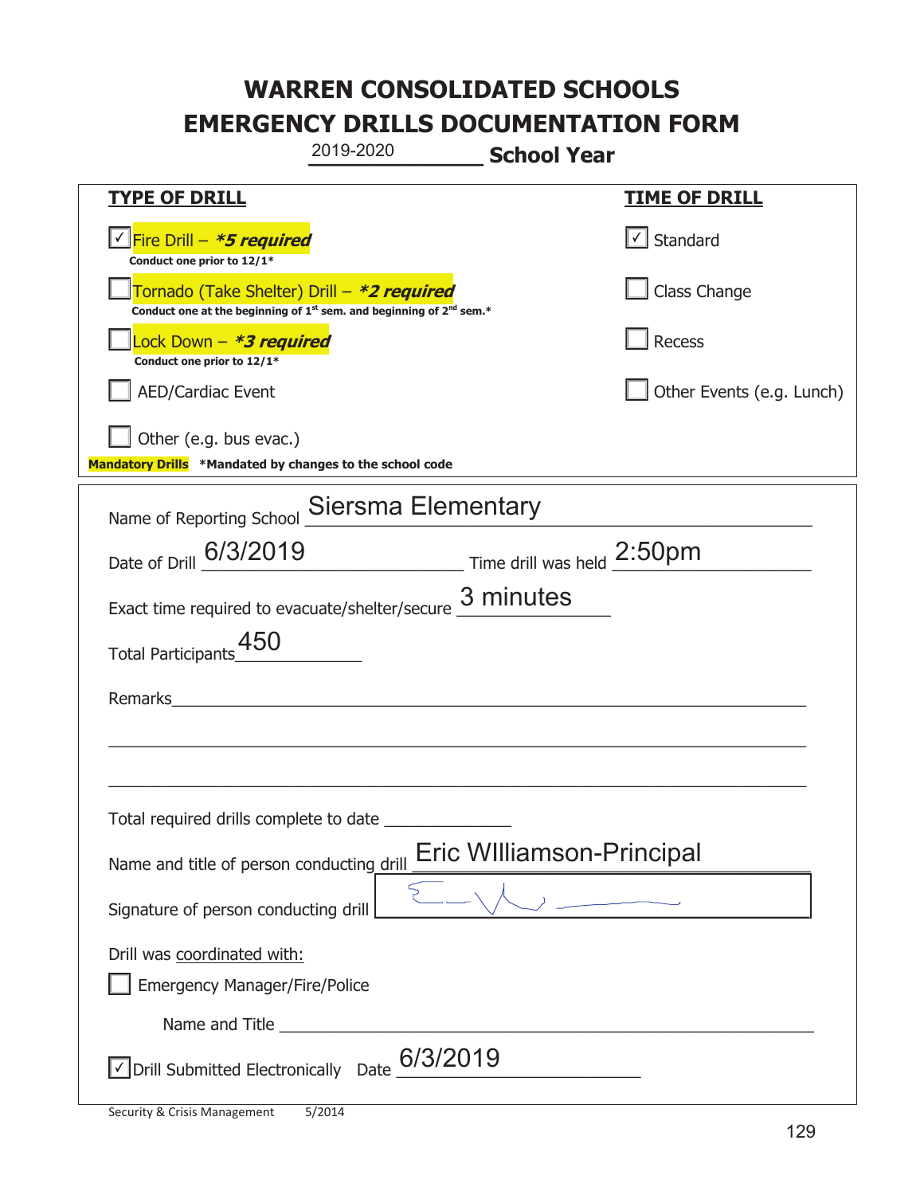# WARREN CONSOLIDATED SCHOOLS
# EMERGENCY DRILLS DOCUMENTATION FORM

2019-2020 **School Year**

| **TYPE OF DRILL** | **TIME OF DRILL** |
|---|---|
| ☑ Fire Drill – ***5 required*** <br> **Conduct one prior to 12/1*** | ☑ Standard |
| ☐ Tornado (Take Shelter) Drill – ***2 required*** <br> **Conduct one at the beginning of 1st sem. and beginning of 2nd sem.*** | ☐ Class Change |
| ☐ Lock Down – ***3 required*** <br> **Conduct one prior to 12/1*** | ☐ Recess |
| ☐ AED/Cardiac Event | ☐ Other Events (e.g. Lunch) |
| ☐ Other (e.g. bus evac.) | |

**Mandatory Drills** ***Mandated by changes to the school code**

Name of Reporting School: Siersma Elementary

Date of Drill: 6/3/2019 Time drill was held: 2:50pm

Exact time required to evacuate/shelter/secure: 3 minutes

Total Participants: 450

Remarks: ______________________________________________

Total required drills complete to date: ______________

Name and title of person conducting drill: Eric WIlliamson-Principal

Signature of person conducting drill: [signature]

Drill was coordinated with:

☐ Emergency Manager/Fire/Police

Name and Title: ______________________________________________

☑ Drill Submitted Electronically Date: 6/3/2019

Security & Crisis Management 5/2014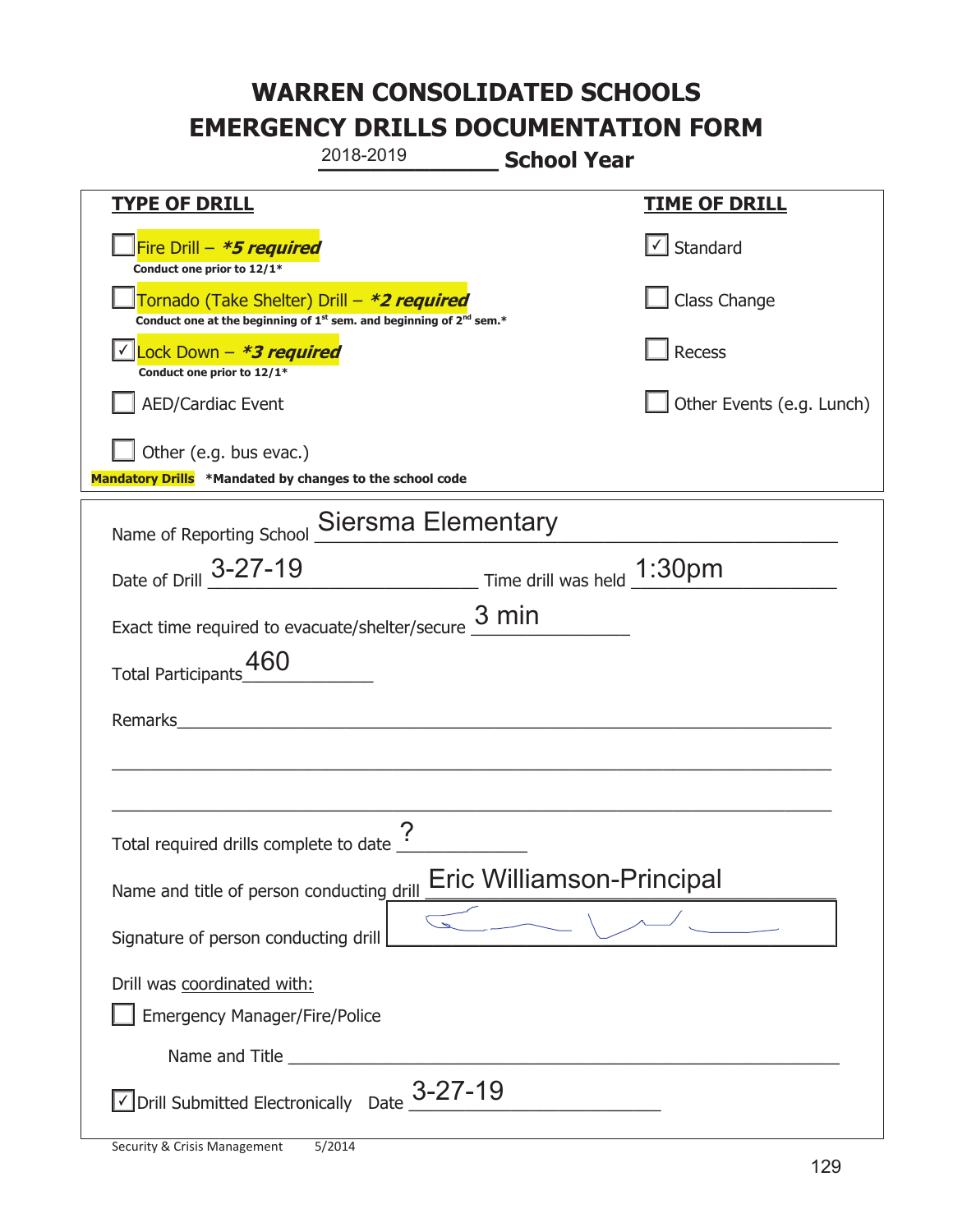# WARREN CONSOLIDATED SCHOOLS
# EMERGENCY DRILLS DOCUMENTATION FORM

2018-2019 **School Year**

| **TYPE OF DRILL** | **TIME OF DRILL** |
|---|---|
| ☐ Fire Drill – ***5 required*** Conduct one prior to 12/1* | ☑ Standard |
| ☐ Tornado (Take Shelter) Drill – ***2 required*** Conduct one at the beginning of 1st sem. and beginning of 2nd sem.* | ☐ Class Change |
| ☑ Lock Down – ***3 required*** Conduct one prior to 12/1* | ☐ Recess |
| ☐ AED/Cardiac Event | ☐ Other Events (e.g. Lunch) |
| ☐ Other (e.g. bus evac.) | |

**Mandatory Drills** ***Mandated by changes to the school code**

Name of Reporting School: Siersma Elementary

Date of Drill: 3-27-19 Time drill was held: 1:30pm

Exact time required to evacuate/shelter/secure: 3 min

Total Participants: 460

Remarks: ____________________

Total required drills complete to date: ?

Name and title of person conducting drill: Eric Williamson-Principal

Signature of person conducting drill: [signature]

Drill was coordinated with:

☐ Emergency Manager/Fire/Police

Name and Title ____________________

☑ Drill Submitted Electronically Date: 3-27-19

Security & Crisis Management 5/2014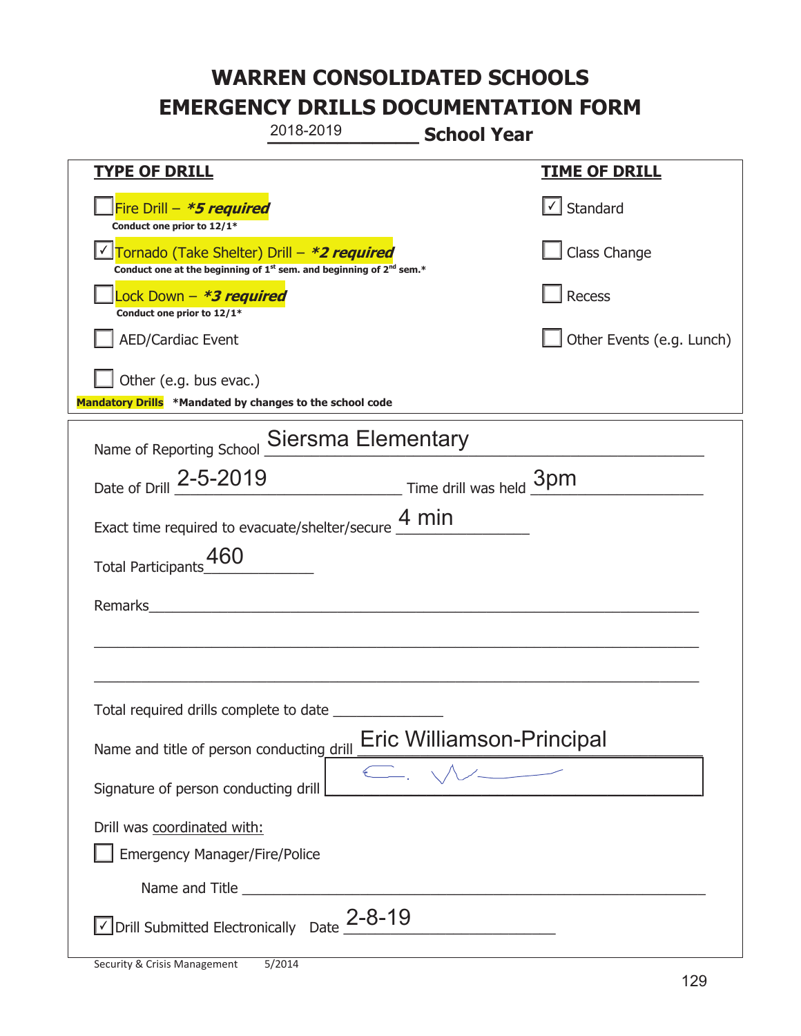# WARREN CONSOLIDATED SCHOOLS
# EMERGENCY DRILLS DOCUMENTATION FORM

2018-2019 **School Year**

| **TYPE OF DRILL** | **TIME OF DRILL** |
|---|---|
| ☐ Fire Drill – ***5 required*** <br> **Conduct one prior to 12/1*** | ☑ Standard |
| ☑ Tornado (Take Shelter) Drill – ***2 required*** <br> **Conduct one at the beginning of 1st sem. and beginning of 2nd sem.*** | ☐ Class Change |
| ☐ Lock Down – ***3 required*** <br> **Conduct one prior to 12/1*** | ☐ Recess |
| ☐ AED/Cardiac Event | ☐ Other Events (e.g. Lunch) |
| ☐ Other (e.g. bus evac.) | |

**Mandatory Drills** **\*Mandated by changes to the school code**

Name of Reporting School: Siersma Elementary

Date of Drill: 2-5-2019 Time drill was held: 3pm

Exact time required to evacuate/shelter/secure: 4 min

Total Participants: 460

Remarks: ______________________________

Total required drills complete to date: __________

Name and title of person conducting drill: Eric Williamson-Principal

Signature of person conducting drill: [signature]

Drill was coordinated with:

☐ Emergency Manager/Fire/Police

Name and Title: ______________________________

☑ Drill Submitted Electronically Date: 2-8-19

Security & Crisis Management 5/2014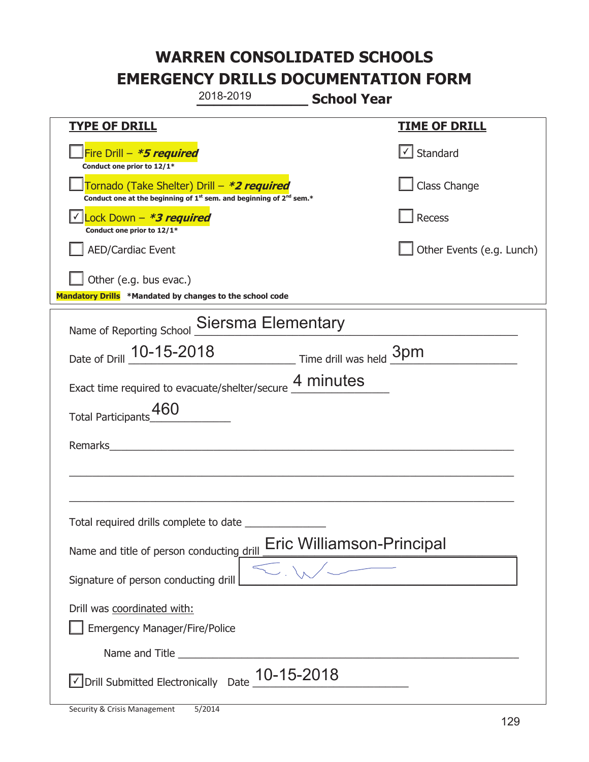# WARREN CONSOLIDATED SCHOOLS
# EMERGENCY DRILLS DOCUMENTATION FORM

2018-2019 **School Year**

| **TYPE OF DRILL** | **TIME OF DRILL** |
|---|---|
| ☐ Fire Drill – ***5 required** <br> **Conduct one prior to 12/1*** | ☑ Standard |
| ☐ Tornado (Take Shelter) Drill – ***2 required** <br> **Conduct one at the beginning of 1st sem. and beginning of 2nd sem.*** | ☐ Class Change |
| ☑ Lock Down – ***3 required** <br> **Conduct one prior to 12/1*** | ☐ Recess |
| ☐ AED/Cardiac Event | ☐ Other Events (e.g. Lunch) |
| ☐ Other (e.g. bus evac.) | |

**Mandatory Drills** **\*Mandated by changes to the school code**

Name of Reporting School: Siersma Elementary

Date of Drill: 10-15-2018 Time drill was held: 3pm

Exact time required to evacuate/shelter/secure: 4 minutes

Total Participants: 460

Remarks: ______________________________________________

Total required drills complete to date: ____________

Name and title of person conducting drill: Eric Williamson-Principal

Signature of person conducting drill: [signature]

Drill was coordinated with:

☐ Emergency Manager/Fire/Police

Name and Title: ______________________________________________

☑ Drill Submitted Electronically Date: 10-15-2018

Security & Crisis Management 5/2014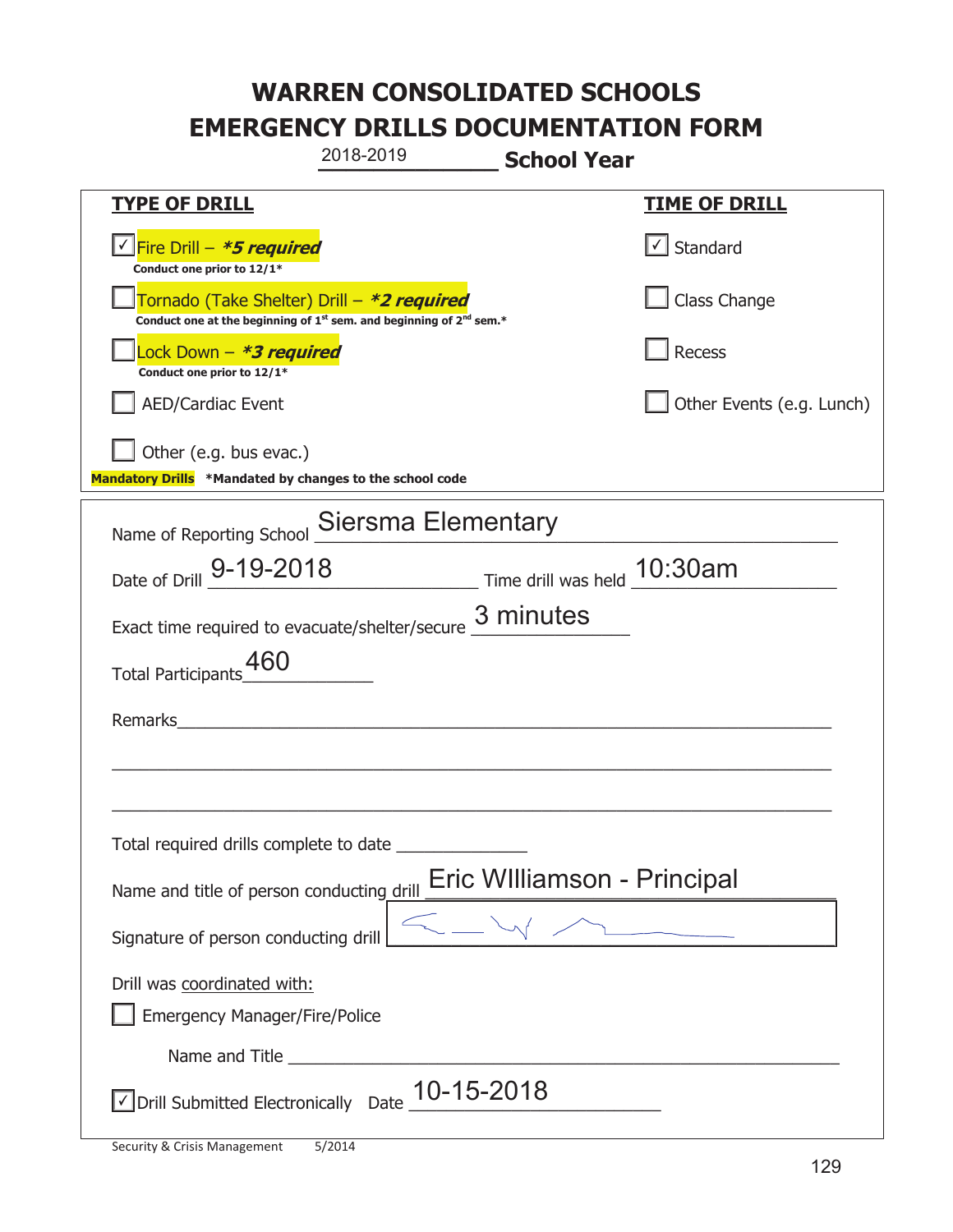# WARREN CONSOLIDATED SCHOOLS
# EMERGENCY DRILLS DOCUMENTATION FORM

2018-2019 **School Year**

| **TYPE OF DRILL** | **TIME OF DRILL** |
|---|---|
| ☑ Fire Drill – ***5 required*** <br> **Conduct one prior to 12/1*** | ☑ Standard |
| ☐ Tornado (Take Shelter) Drill – ***2 required*** <br> **Conduct one at the beginning of 1st sem. and beginning of 2nd sem.*** | ☐ Class Change |
| ☐ Lock Down – ***3 required*** <br> **Conduct one prior to 12/1*** | ☐ Recess |
| ☐ AED/Cardiac Event | ☐ Other Events (e.g. Lunch) |
| ☐ Other (e.g. bus evac.) | |

**Mandatory Drills** **\*Mandated by changes to the school code**

Name of Reporting School: Siersma Elementary

Date of Drill: 9-19-2018 Time drill was held: 10:30am

Exact time required to evacuate/shelter/secure: 3 minutes

Total Participants: 460

Remarks: ______________________________

Total required drills complete to date: ______________

Name and title of person conducting drill: Eric WIlliamson - Principal

Signature of person conducting drill: [signature]

Drill was coordinated with:

☐ Emergency Manager/Fire/Police

Name and Title: ______________________________

☑ Drill Submitted Electronically Date: 10-15-2018

Security & Crisis Management 5/2014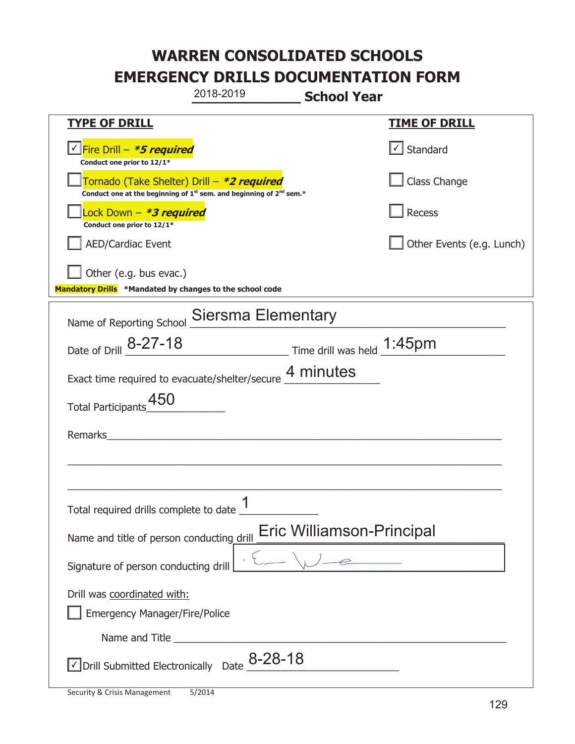# WARREN CONSOLIDATED SCHOOLS
# EMERGENCY DRILLS DOCUMENTATION FORM

2018-2019 **School Year**

| TYPE OF DRILL | TIME OF DRILL |
|---|---|
| ☑ Fire Drill – ***5 required*** <br> **Conduct one prior to 12/1*** | ☑ Standard |
| ☐ Tornado (Take Shelter) Drill – ***2 required*** <br> **Conduct one at the beginning of 1st sem. and beginning of 2nd sem.*** | ☐ Class Change |
| ☐ Lock Down – ***3 required*** <br> **Conduct one prior to 12/1*** | ☐ Recess |
| ☐ AED/Cardiac Event | ☐ Other Events (e.g. Lunch) |
| ☐ Other (e.g. bus evac.) | |

**Mandatory Drills** **\*Mandated by changes to the school code**

Name of Reporting School: Siersma Elementary

Date of Drill: 8-27-18 Time drill was held: 1:45pm

Exact time required to evacuate/shelter/secure: 4 minutes

Total Participants: 450

Remarks: ______________________________

Total required drills complete to date: 1

Name and title of person conducting drill: Eric Williamson-Principal

Signature of person conducting drill: [signature]

Drill was coordinated with:

☐ Emergency Manager/Fire/Police

Name and Title ______________________________

☑ Drill Submitted Electronically Date: 8-28-18

Security & Crisis Management 5/2014